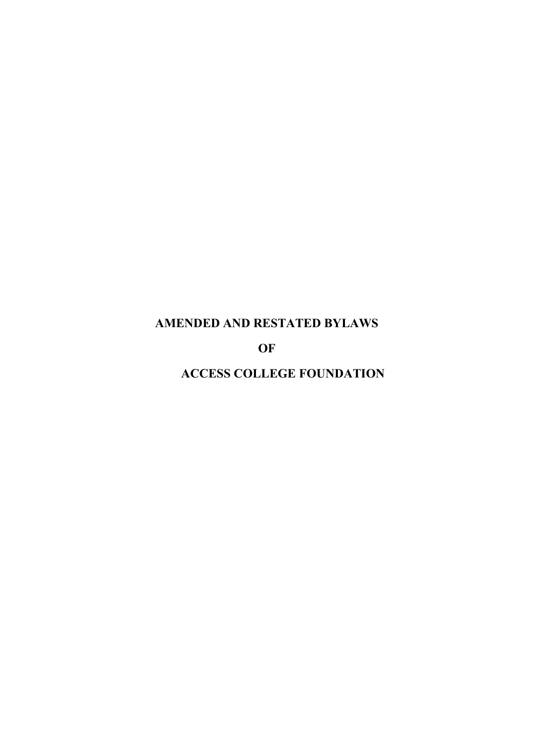# AMENDED AND RESTATED BYLAWS

# OF

# ACCESS COLLEGE FOUNDATION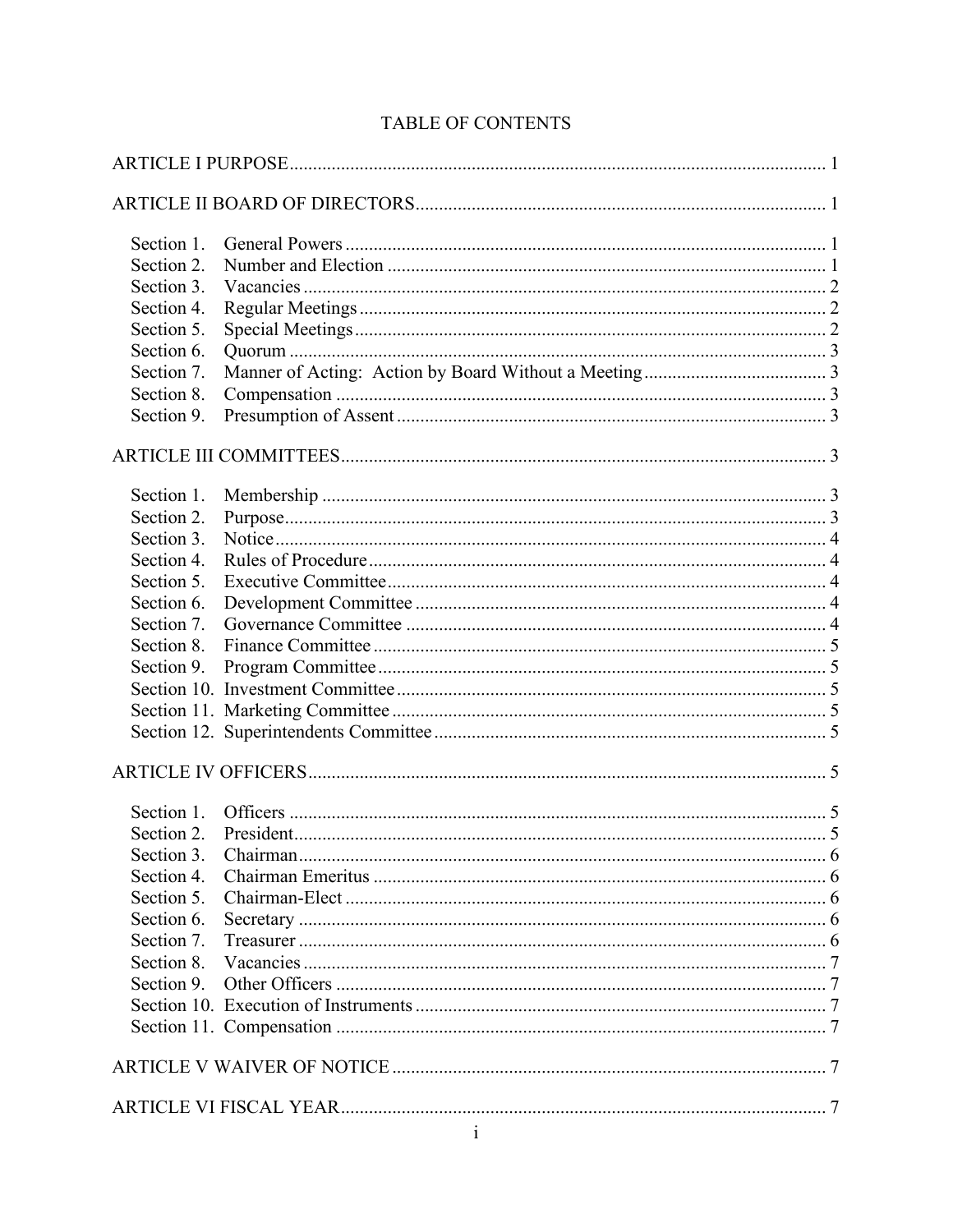# TABLE OF CONTENTS

ARTICLE I PURPOSE .......... 1

ARTICLE II BOARD OF DIRECTORS .......... 1

- Section 1. General Powers .......... 1
- Section 2. Number and Election .......... 1
- Section 3. Vacancies .......... 2
- Section 4. Regular Meetings .......... 2
- Section 5. Special Meetings .......... 2
- Section 6. Quorum .......... 3
- Section 7. Manner of Acting: Action by Board Without a Meeting .......... 3
- Section 8. Compensation .......... 3
- Section 9. Presumption of Assent .......... 3

ARTICLE III COMMITTEES .......... 3

- Section 1. Membership .......... 3
- Section 2. Purpose .......... 3
- Section 3. Notice .......... 4
- Section 4. Rules of Procedure .......... 4
- Section 5. Executive Committee .......... 4
- Section 6. Development Committee .......... 4
- Section 7. Governance Committee .......... 4
- Section 8. Finance Committee .......... 5
- Section 9. Program Committee .......... 5
- Section 10. Investment Committee .......... 5
- Section 11. Marketing Committee .......... 5
- Section 12. Superintendents Committee .......... 5

ARTICLE IV OFFICERS .......... 5

- Section 1. Officers .......... 5
- Section 2. President .......... 5
- Section 3. Chairman .......... 6
- Section 4. Chairman Emeritus .......... 6
- Section 5. Chairman-Elect .......... 6
- Section 6. Secretary .......... 6
- Section 7. Treasurer .......... 6
- Section 8. Vacancies .......... 7
- Section 9. Other Officers .......... 7
- Section 10. Execution of Instruments .......... 7
- Section 11. Compensation .......... 7

ARTICLE V WAIVER OF NOTICE .......... 7

ARTICLE VI FISCAL YEAR .......... 7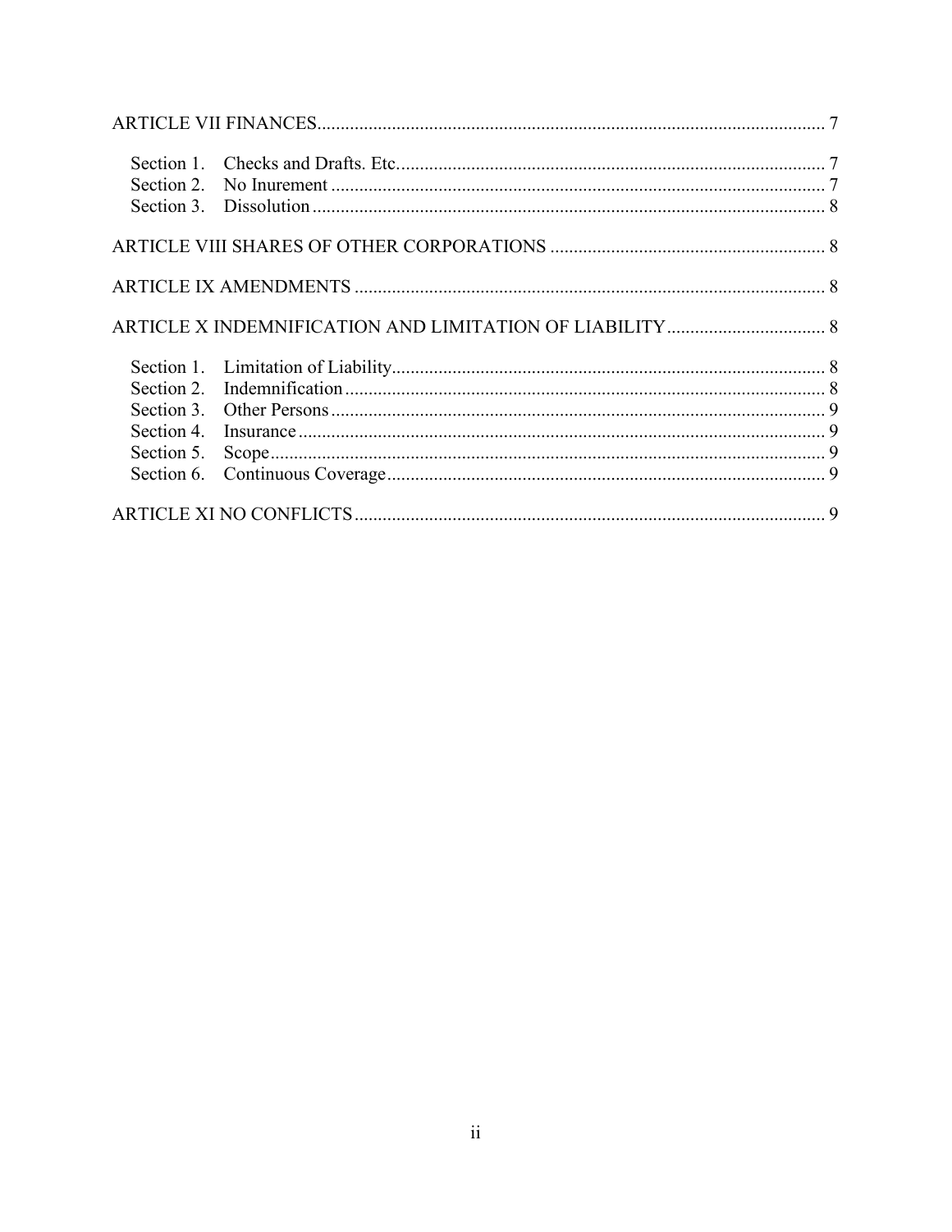ARTICLE VII FINANCES ..... 7

- Section 1. Checks and Drafts. Etc. ..... 7
- Section 2. No Inurement ..... 7
- Section 3. Dissolution ..... 8

ARTICLE VIII SHARES OF OTHER CORPORATIONS ..... 8

ARTICLE IX AMENDMENTS ..... 8

ARTICLE X INDEMNIFICATION AND LIMITATION OF LIABILITY ..... 8

- Section 1. Limitation of Liability ..... 8
- Section 2. Indemnification ..... 8
- Section 3. Other Persons ..... 9
- Section 4. Insurance ..... 9
- Section 5. Scope ..... 9
- Section 6. Continuous Coverage ..... 9

ARTICLE XI NO CONFLICTS ..... 9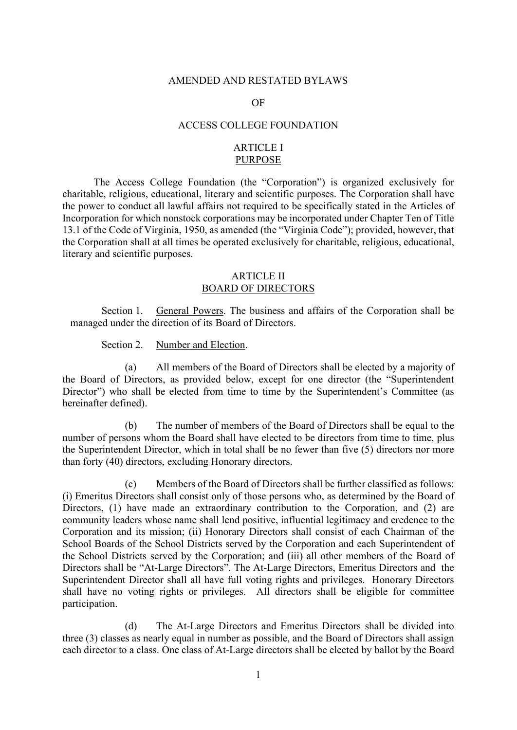# AMENDED AND RESTATED BYLAWS

# OF

# ACCESS COLLEGE FOUNDATION

## ARTICLE I
## PURPOSE

The Access College Foundation (the "Corporation") is organized exclusively for charitable, religious, educational, literary and scientific purposes. The Corporation shall have the power to conduct all lawful affairs not required to be specifically stated in the Articles of Incorporation for which nonstock corporations may be incorporated under Chapter Ten of Title 13.1 of the Code of Virginia, 1950, as amended (the "Virginia Code"); provided, however, that the Corporation shall at all times be operated exclusively for charitable, religious, educational, literary and scientific purposes.

## ARTICLE II
## BOARD OF DIRECTORS

Section 1. General Powers. The business and affairs of the Corporation shall be managed under the direction of its Board of Directors.

Section 2. Number and Election.

(a) All members of the Board of Directors shall be elected by a majority of the Board of Directors, as provided below, except for one director (the "Superintendent Director") who shall be elected from time to time by the Superintendent's Committee (as hereinafter defined).

(b) The number of members of the Board of Directors shall be equal to the number of persons whom the Board shall have elected to be directors from time to time, plus the Superintendent Director, which in total shall be no fewer than five (5) directors nor more than forty (40) directors, excluding Honorary directors.

(c) Members of the Board of Directors shall be further classified as follows: (i) Emeritus Directors shall consist only of those persons who, as determined by the Board of Directors, (1) have made an extraordinary contribution to the Corporation, and (2) are community leaders whose name shall lend positive, influential legitimacy and credence to the Corporation and its mission; (ii) Honorary Directors shall consist of each Chairman of the School Boards of the School Districts served by the Corporation and each Superintendent of the School Districts served by the Corporation; and (iii) all other members of the Board of Directors shall be "At-Large Directors". The At-Large Directors, Emeritus Directors and the Superintendent Director shall all have full voting rights and privileges. Honorary Directors shall have no voting rights or privileges. All directors shall be eligible for committee participation.

(d) The At-Large Directors and Emeritus Directors shall be divided into three (3) classes as nearly equal in number as possible, and the Board of Directors shall assign each director to a class. One class of At-Large directors shall be elected by ballot by the Board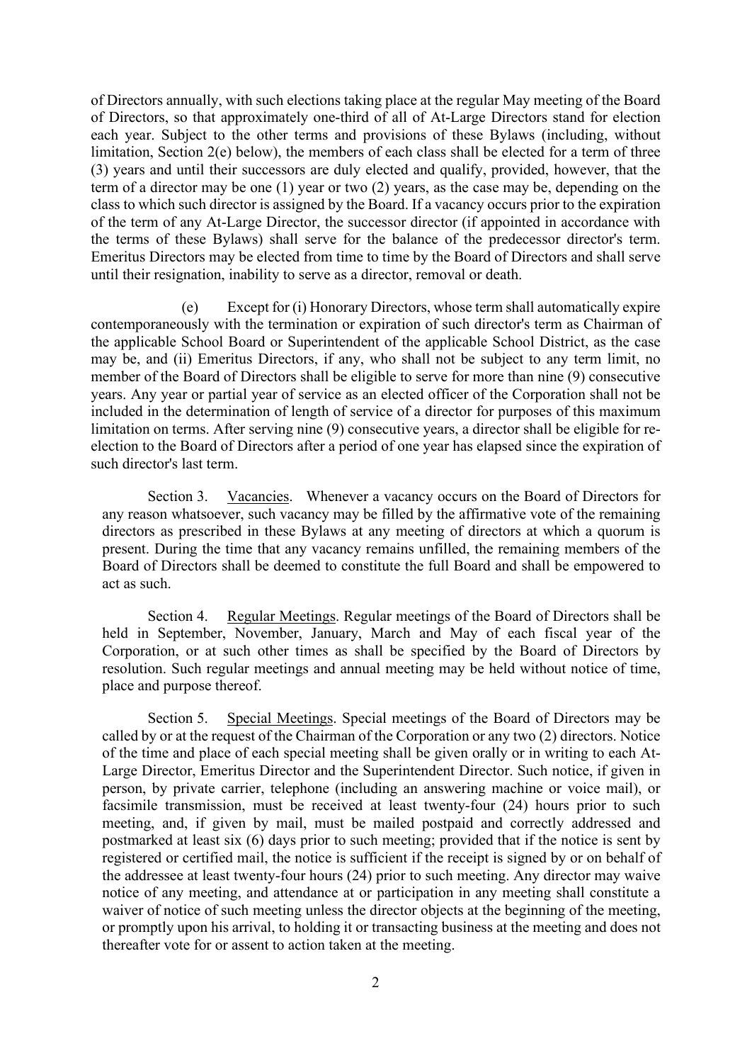of Directors annually, with such elections taking place at the regular May meeting of the Board of Directors, so that approximately one-third of all of At-Large Directors stand for election each year. Subject to the other terms and provisions of these Bylaws (including, without limitation, Section 2(e) below), the members of each class shall be elected for a term of three (3) years and until their successors are duly elected and qualify, provided, however, that the term of a director may be one (1) year or two (2) years, as the case may be, depending on the class to which such director is assigned by the Board. If a vacancy occurs prior to the expiration of the term of any At-Large Director, the successor director (if appointed in accordance with the terms of these Bylaws) shall serve for the balance of the predecessor director's term. Emeritus Directors may be elected from time to time by the Board of Directors and shall serve until their resignation, inability to serve as a director, removal or death.

(e) Except for (i) Honorary Directors, whose term shall automatically expire contemporaneously with the termination or expiration of such director's term as Chairman of the applicable School Board or Superintendent of the applicable School District, as the case may be, and (ii) Emeritus Directors, if any, who shall not be subject to any term limit, no member of the Board of Directors shall be eligible to serve for more than nine (9) consecutive years. Any year or partial year of service as an elected officer of the Corporation shall not be included in the determination of length of service of a director for purposes of this maximum limitation on terms. After serving nine (9) consecutive years, a director shall be eligible for re-election to the Board of Directors after a period of one year has elapsed since the expiration of such director's last term.

Section 3. Vacancies. Whenever a vacancy occurs on the Board of Directors for any reason whatsoever, such vacancy may be filled by the affirmative vote of the remaining directors as prescribed in these Bylaws at any meeting of directors at which a quorum is present. During the time that any vacancy remains unfilled, the remaining members of the Board of Directors shall be deemed to constitute the full Board and shall be empowered to act as such.

Section 4. Regular Meetings. Regular meetings of the Board of Directors shall be held in September, November, January, March and May of each fiscal year of the Corporation, or at such other times as shall be specified by the Board of Directors by resolution. Such regular meetings and annual meeting may be held without notice of time, place and purpose thereof.

Section 5. Special Meetings. Special meetings of the Board of Directors may be called by or at the request of the Chairman of the Corporation or any two (2) directors. Notice of the time and place of each special meeting shall be given orally or in writing to each At-Large Director, Emeritus Director and the Superintendent Director. Such notice, if given in person, by private carrier, telephone (including an answering machine or voice mail), or facsimile transmission, must be received at least twenty-four (24) hours prior to such meeting, and, if given by mail, must be mailed postpaid and correctly addressed and postmarked at least six (6) days prior to such meeting; provided that if the notice is sent by registered or certified mail, the notice is sufficient if the receipt is signed by or on behalf of the addressee at least twenty-four hours (24) prior to such meeting. Any director may waive notice of any meeting, and attendance at or participation in any meeting shall constitute a waiver of notice of such meeting unless the director objects at the beginning of the meeting, or promptly upon his arrival, to holding it or transacting business at the meeting and does not thereafter vote for or assent to action taken at the meeting.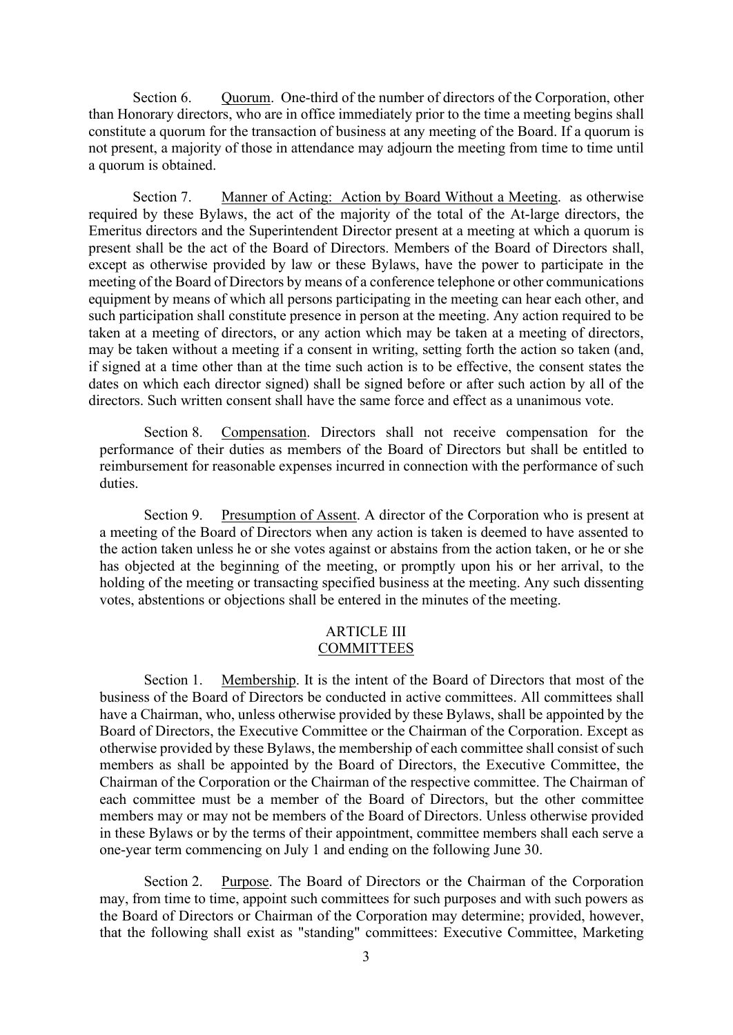Section 6. Quorum. One-third of the number of directors of the Corporation, other than Honorary directors, who are in office immediately prior to the time a meeting begins shall constitute a quorum for the transaction of business at any meeting of the Board. If a quorum is not present, a majority of those in attendance may adjourn the meeting from time to time until a quorum is obtained.

Section 7. Manner of Acting: Action by Board Without a Meeting. as otherwise required by these Bylaws, the act of the majority of the total of the At-large directors, the Emeritus directors and the Superintendent Director present at a meeting at which a quorum is present shall be the act of the Board of Directors. Members of the Board of Directors shall, except as otherwise provided by law or these Bylaws, have the power to participate in the meeting of the Board of Directors by means of a conference telephone or other communications equipment by means of which all persons participating in the meeting can hear each other, and such participation shall constitute presence in person at the meeting. Any action required to be taken at a meeting of directors, or any action which may be taken at a meeting of directors, may be taken without a meeting if a consent in writing, setting forth the action so taken (and, if signed at a time other than at the time such action is to be effective, the consent states the dates on which each director signed) shall be signed before or after such action by all of the directors. Such written consent shall have the same force and effect as a unanimous vote.

Section 8. Compensation. Directors shall not receive compensation for the performance of their duties as members of the Board of Directors but shall be entitled to reimbursement for reasonable expenses incurred in connection with the performance of such duties.

Section 9. Presumption of Assent. A director of the Corporation who is present at a meeting of the Board of Directors when any action is taken is deemed to have assented to the action taken unless he or she votes against or abstains from the action taken, or he or she has objected at the beginning of the meeting, or promptly upon his or her arrival, to the holding of the meeting or transacting specified business at the meeting. Any such dissenting votes, abstentions or objections shall be entered in the minutes of the meeting.

## ARTICLE III
## COMMITTEES

Section 1. Membership. It is the intent of the Board of Directors that most of the business of the Board of Directors be conducted in active committees. All committees shall have a Chairman, who, unless otherwise provided by these Bylaws, shall be appointed by the Board of Directors, the Executive Committee or the Chairman of the Corporation. Except as otherwise provided by these Bylaws, the membership of each committee shall consist of such members as shall be appointed by the Board of Directors, the Executive Committee, the Chairman of the Corporation or the Chairman of the respective committee. The Chairman of each committee must be a member of the Board of Directors, but the other committee members may or may not be members of the Board of Directors. Unless otherwise provided in these Bylaws or by the terms of their appointment, committee members shall each serve a one-year term commencing on July 1 and ending on the following June 30.

Section 2. Purpose. The Board of Directors or the Chairman of the Corporation may, from time to time, appoint such committees for such purposes and with such powers as the Board of Directors or Chairman of the Corporation may determine; provided, however, that the following shall exist as "standing" committees: Executive Committee, Marketing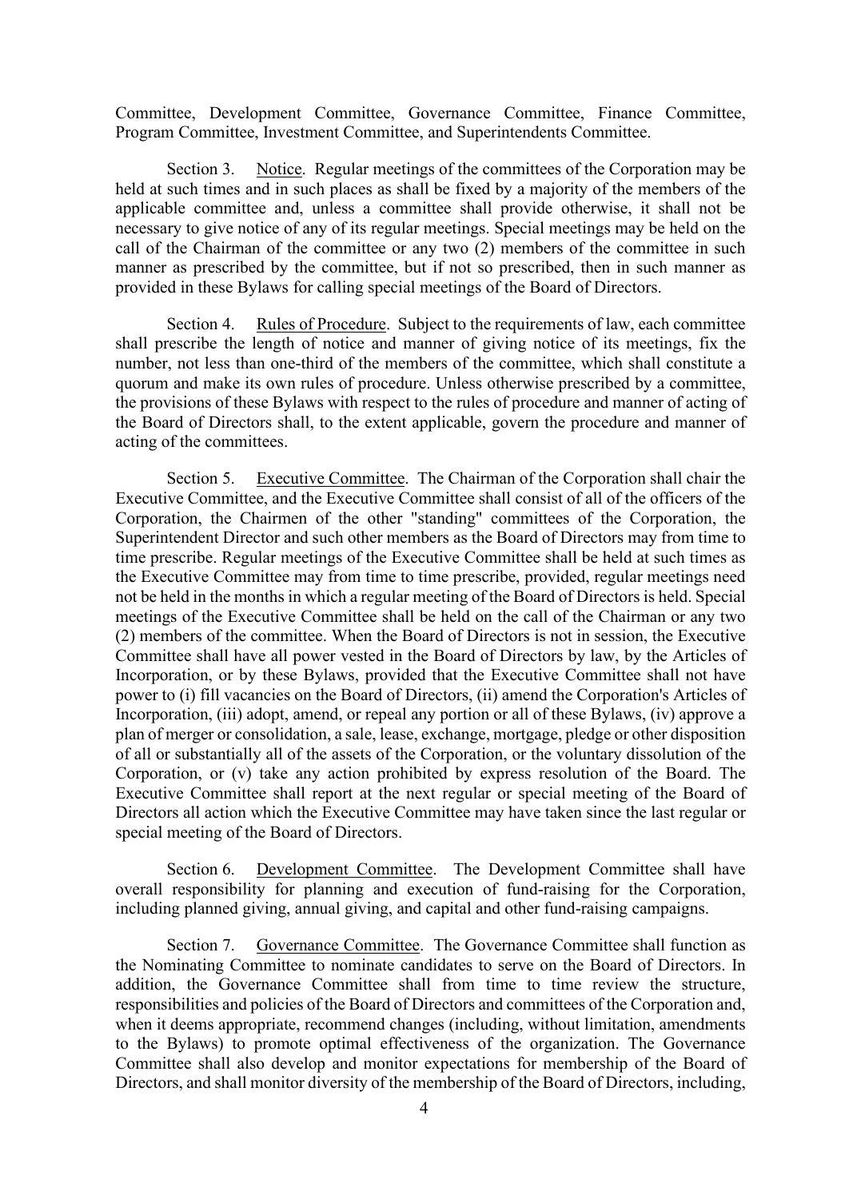Committee, Development Committee, Governance Committee, Finance Committee, Program Committee, Investment Committee, and Superintendents Committee.

Section 3. Notice. Regular meetings of the committees of the Corporation may be held at such times and in such places as shall be fixed by a majority of the members of the applicable committee and, unless a committee shall provide otherwise, it shall not be necessary to give notice of any of its regular meetings. Special meetings may be held on the call of the Chairman of the committee or any two (2) members of the committee in such manner as prescribed by the committee, but if not so prescribed, then in such manner as provided in these Bylaws for calling special meetings of the Board of Directors.

Section 4. Rules of Procedure. Subject to the requirements of law, each committee shall prescribe the length of notice and manner of giving notice of its meetings, fix the number, not less than one-third of the members of the committee, which shall constitute a quorum and make its own rules of procedure. Unless otherwise prescribed by a committee, the provisions of these Bylaws with respect to the rules of procedure and manner of acting of the Board of Directors shall, to the extent applicable, govern the procedure and manner of acting of the committees.

Section 5. Executive Committee. The Chairman of the Corporation shall chair the Executive Committee, and the Executive Committee shall consist of all of the officers of the Corporation, the Chairmen of the other "standing" committees of the Corporation, the Superintendent Director and such other members as the Board of Directors may from time to time prescribe. Regular meetings of the Executive Committee shall be held at such times as the Executive Committee may from time to time prescribe, provided, regular meetings need not be held in the months in which a regular meeting of the Board of Directors is held. Special meetings of the Executive Committee shall be held on the call of the Chairman or any two (2) members of the committee. When the Board of Directors is not in session, the Executive Committee shall have all power vested in the Board of Directors by law, by the Articles of Incorporation, or by these Bylaws, provided that the Executive Committee shall not have power to (i) fill vacancies on the Board of Directors, (ii) amend the Corporation's Articles of Incorporation, (iii) adopt, amend, or repeal any portion or all of these Bylaws, (iv) approve a plan of merger or consolidation, a sale, lease, exchange, mortgage, pledge or other disposition of all or substantially all of the assets of the Corporation, or the voluntary dissolution of the Corporation, or (v) take any action prohibited by express resolution of the Board. The Executive Committee shall report at the next regular or special meeting of the Board of Directors all action which the Executive Committee may have taken since the last regular or special meeting of the Board of Directors.

Section 6. Development Committee. The Development Committee shall have overall responsibility for planning and execution of fund-raising for the Corporation, including planned giving, annual giving, and capital and other fund-raising campaigns.

Section 7. Governance Committee. The Governance Committee shall function as the Nominating Committee to nominate candidates to serve on the Board of Directors. In addition, the Governance Committee shall from time to time review the structure, responsibilities and policies of the Board of Directors and committees of the Corporation and, when it deems appropriate, recommend changes (including, without limitation, amendments to the Bylaws) to promote optimal effectiveness of the organization. The Governance Committee shall also develop and monitor expectations for membership of the Board of Directors, and shall monitor diversity of the membership of the Board of Directors, including,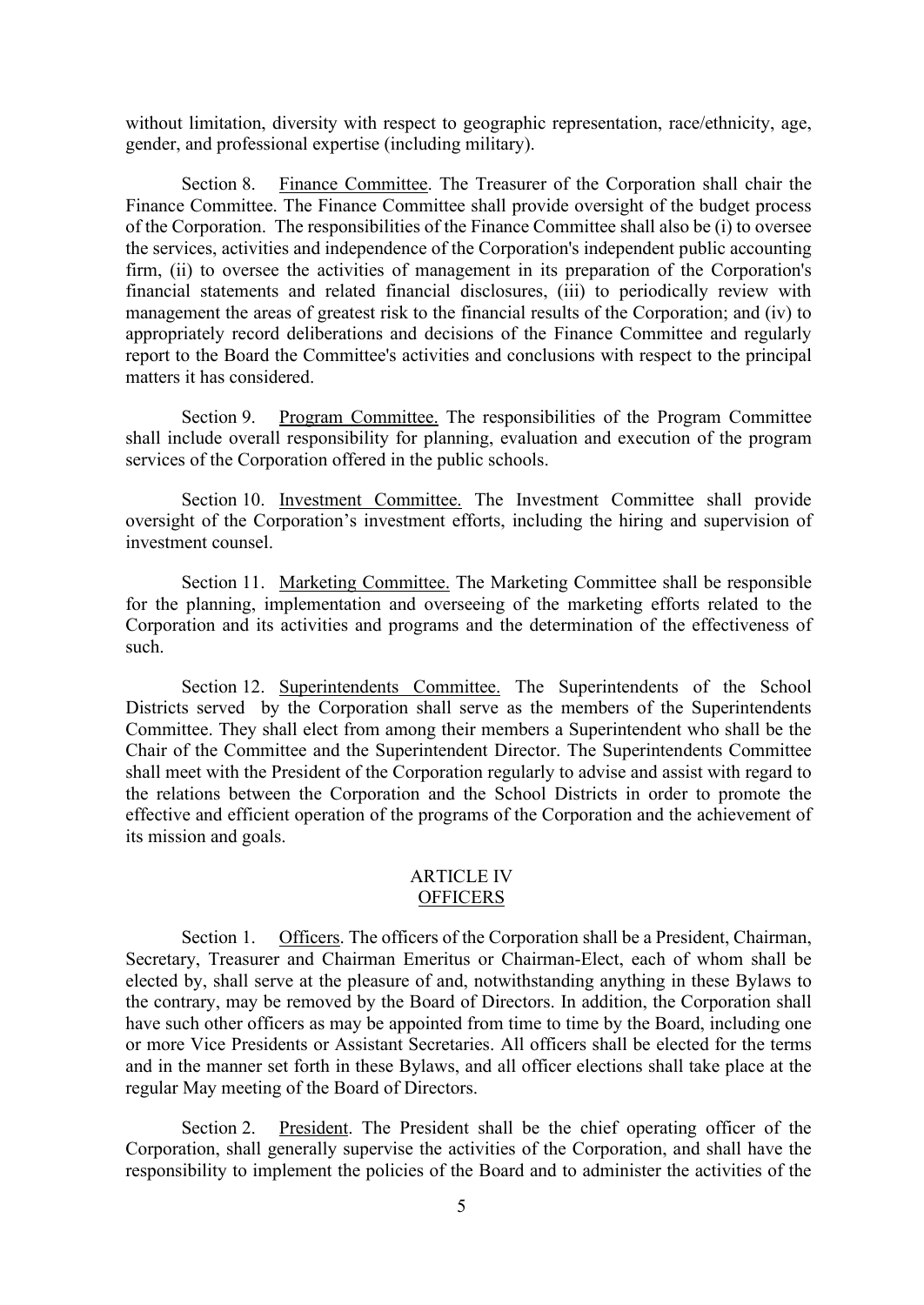without limitation, diversity with respect to geographic representation, race/ethnicity, age, gender, and professional expertise (including military).

Section 8. Finance Committee. The Treasurer of the Corporation shall chair the Finance Committee. The Finance Committee shall provide oversight of the budget process of the Corporation. The responsibilities of the Finance Committee shall also be (i) to oversee the services, activities and independence of the Corporation's independent public accounting firm, (ii) to oversee the activities of management in its preparation of the Corporation's financial statements and related financial disclosures, (iii) to periodically review with management the areas of greatest risk to the financial results of the Corporation; and (iv) to appropriately record deliberations and decisions of the Finance Committee and regularly report to the Board the Committee's activities and conclusions with respect to the principal matters it has considered.

Section 9. Program Committee. The responsibilities of the Program Committee shall include overall responsibility for planning, evaluation and execution of the program services of the Corporation offered in the public schools.

Section 10. Investment Committee. The Investment Committee shall provide oversight of the Corporation's investment efforts, including the hiring and supervision of investment counsel.

Section 11. Marketing Committee. The Marketing Committee shall be responsible for the planning, implementation and overseeing of the marketing efforts related to the Corporation and its activities and programs and the determination of the effectiveness of such.

Section 12. Superintendents Committee. The Superintendents of the School Districts served by the Corporation shall serve as the members of the Superintendents Committee. They shall elect from among their members a Superintendent who shall be the Chair of the Committee and the Superintendent Director. The Superintendents Committee shall meet with the President of the Corporation regularly to advise and assist with regard to the relations between the Corporation and the School Districts in order to promote the effective and efficient operation of the programs of the Corporation and the achievement of its mission and goals.

## ARTICLE IV
## OFFICERS

Section 1. Officers. The officers of the Corporation shall be a President, Chairman, Secretary, Treasurer and Chairman Emeritus or Chairman-Elect, each of whom shall be elected by, shall serve at the pleasure of and, notwithstanding anything in these Bylaws to the contrary, may be removed by the Board of Directors. In addition, the Corporation shall have such other officers as may be appointed from time to time by the Board, including one or more Vice Presidents or Assistant Secretaries. All officers shall be elected for the terms and in the manner set forth in these Bylaws, and all officer elections shall take place at the regular May meeting of the Board of Directors.

Section 2. President. The President shall be the chief operating officer of the Corporation, shall generally supervise the activities of the Corporation, and shall have the responsibility to implement the policies of the Board and to administer the activities of the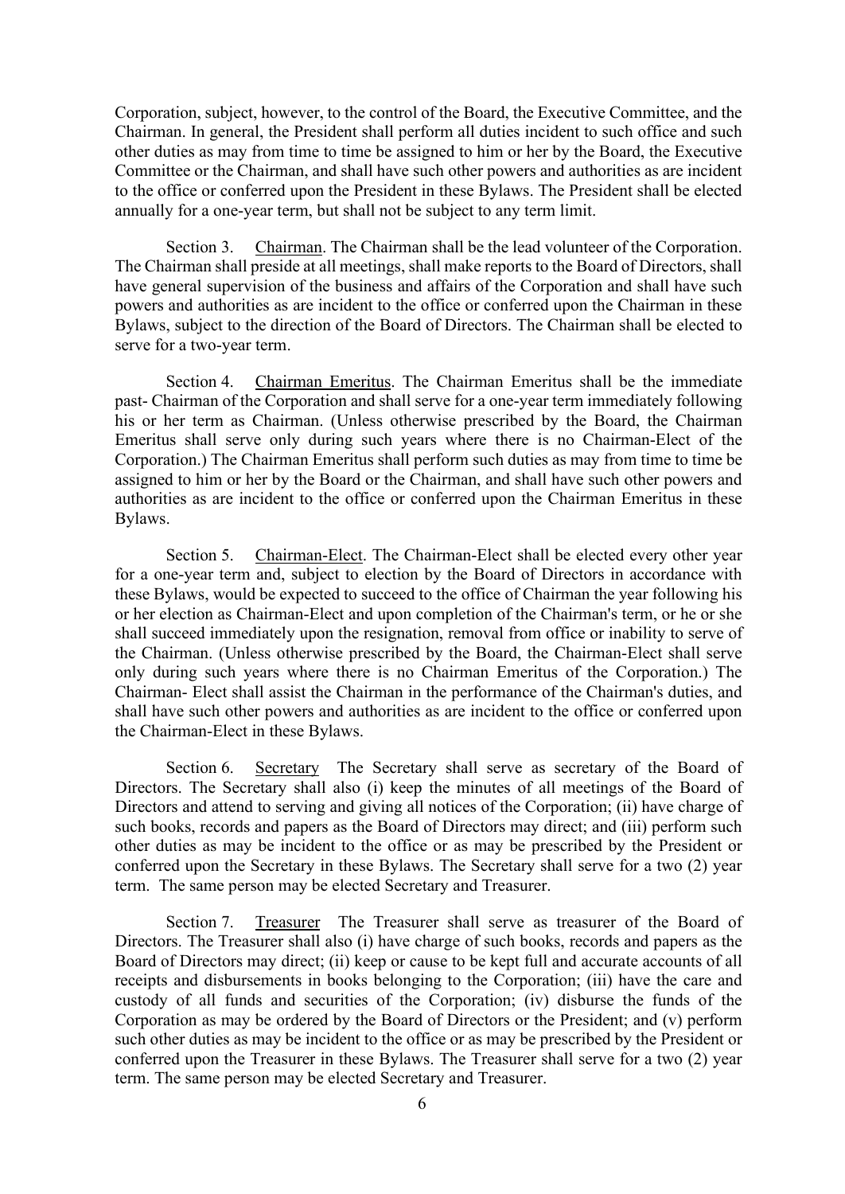Corporation, subject, however, to the control of the Board, the Executive Committee, and the Chairman. In general, the President shall perform all duties incident to such office and such other duties as may from time to time be assigned to him or her by the Board, the Executive Committee or the Chairman, and shall have such other powers and authorities as are incident to the office or conferred upon the President in these Bylaws. The President shall be elected annually for a one-year term, but shall not be subject to any term limit.

Section 3. Chairman. The Chairman shall be the lead volunteer of the Corporation. The Chairman shall preside at all meetings, shall make reports to the Board of Directors, shall have general supervision of the business and affairs of the Corporation and shall have such powers and authorities as are incident to the office or conferred upon the Chairman in these Bylaws, subject to the direction of the Board of Directors. The Chairman shall be elected to serve for a two-year term.

Section 4. Chairman Emeritus. The Chairman Emeritus shall be the immediate past- Chairman of the Corporation and shall serve for a one-year term immediately following his or her term as Chairman. (Unless otherwise prescribed by the Board, the Chairman Emeritus shall serve only during such years where there is no Chairman-Elect of the Corporation.) The Chairman Emeritus shall perform such duties as may from time to time be assigned to him or her by the Board or the Chairman, and shall have such other powers and authorities as are incident to the office or conferred upon the Chairman Emeritus in these Bylaws.

Section 5. Chairman-Elect. The Chairman-Elect shall be elected every other year for a one-year term and, subject to election by the Board of Directors in accordance with these Bylaws, would be expected to succeed to the office of Chairman the year following his or her election as Chairman-Elect and upon completion of the Chairman's term, or he or she shall succeed immediately upon the resignation, removal from office or inability to serve of the Chairman. (Unless otherwise prescribed by the Board, the Chairman-Elect shall serve only during such years where there is no Chairman Emeritus of the Corporation.) The Chairman- Elect shall assist the Chairman in the performance of the Chairman's duties, and shall have such other powers and authorities as are incident to the office or conferred upon the Chairman-Elect in these Bylaws.

Section 6. Secretary The Secretary shall serve as secretary of the Board of Directors. The Secretary shall also (i) keep the minutes of all meetings of the Board of Directors and attend to serving and giving all notices of the Corporation; (ii) have charge of such books, records and papers as the Board of Directors may direct; and (iii) perform such other duties as may be incident to the office or as may be prescribed by the President or conferred upon the Secretary in these Bylaws. The Secretary shall serve for a two (2) year term. The same person may be elected Secretary and Treasurer.

Section 7. Treasurer The Treasurer shall serve as treasurer of the Board of Directors. The Treasurer shall also (i) have charge of such books, records and papers as the Board of Directors may direct; (ii) keep or cause to be kept full and accurate accounts of all receipts and disbursements in books belonging to the Corporation; (iii) have the care and custody of all funds and securities of the Corporation; (iv) disburse the funds of the Corporation as may be ordered by the Board of Directors or the President; and (v) perform such other duties as may be incident to the office or as may be prescribed by the President or conferred upon the Treasurer in these Bylaws. The Treasurer shall serve for a two (2) year term. The same person may be elected Secretary and Treasurer.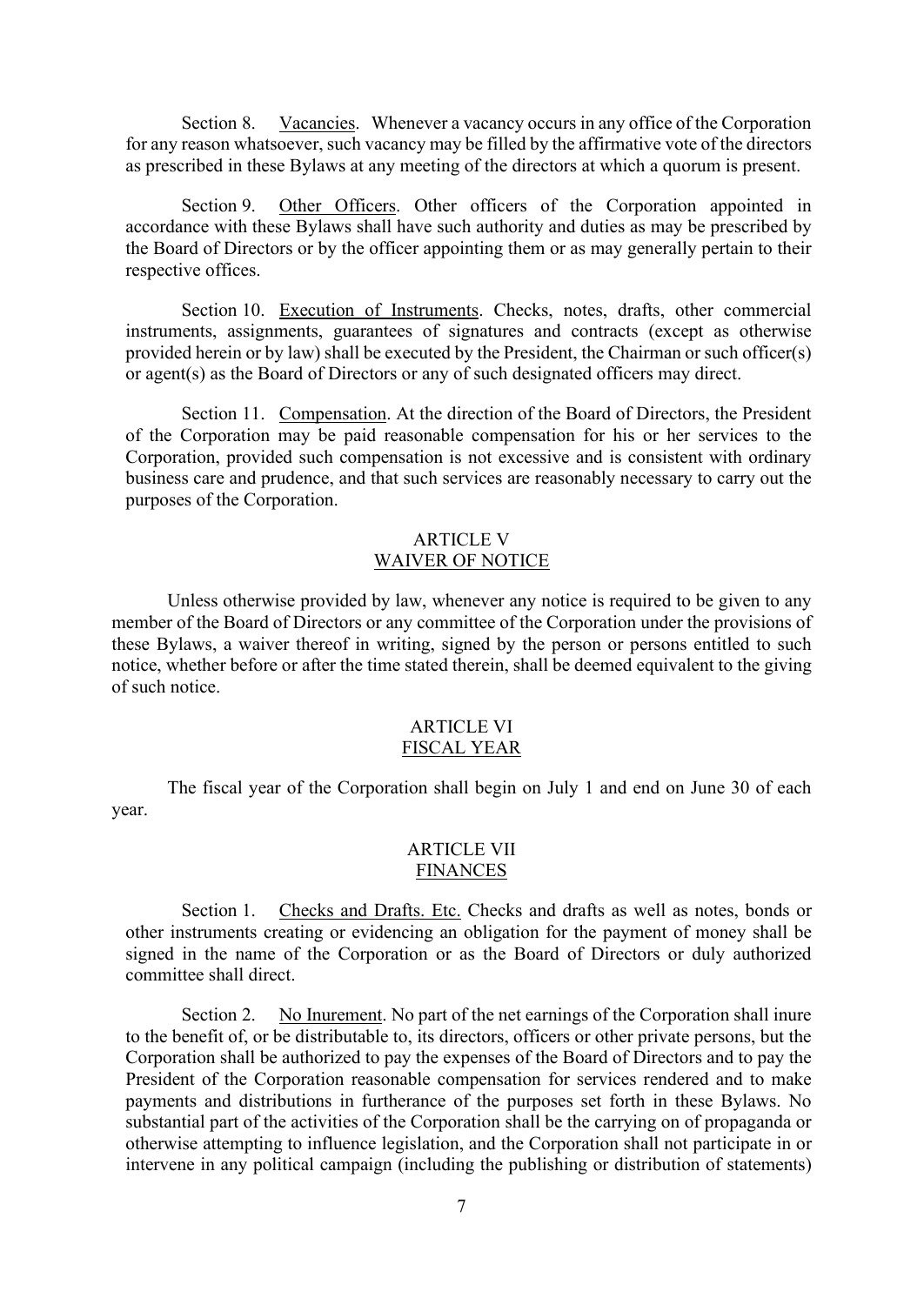Section 8. Vacancies. Whenever a vacancy occurs in any office of the Corporation for any reason whatsoever, such vacancy may be filled by the affirmative vote of the directors as prescribed in these Bylaws at any meeting of the directors at which a quorum is present.

Section 9. Other Officers. Other officers of the Corporation appointed in accordance with these Bylaws shall have such authority and duties as may be prescribed by the Board of Directors or by the officer appointing them or as may generally pertain to their respective offices.

Section 10. Execution of Instruments. Checks, notes, drafts, other commercial instruments, assignments, guarantees of signatures and contracts (except as otherwise provided herein or by law) shall be executed by the President, the Chairman or such officer(s) or agent(s) as the Board of Directors or any of such designated officers may direct.

Section 11. Compensation. At the direction of the Board of Directors, the President of the Corporation may be paid reasonable compensation for his or her services to the Corporation, provided such compensation is not excessive and is consistent with ordinary business care and prudence, and that such services are reasonably necessary to carry out the purposes of the Corporation.

## ARTICLE V
## WAIVER OF NOTICE

Unless otherwise provided by law, whenever any notice is required to be given to any member of the Board of Directors or any committee of the Corporation under the provisions of these Bylaws, a waiver thereof in writing, signed by the person or persons entitled to such notice, whether before or after the time stated therein, shall be deemed equivalent to the giving of such notice.

## ARTICLE VI
## FISCAL YEAR

The fiscal year of the Corporation shall begin on July 1 and end on June 30 of each year.

## ARTICLE VII
## FINANCES

Section 1. Checks and Drafts. Etc. Checks and drafts as well as notes, bonds or other instruments creating or evidencing an obligation for the payment of money shall be signed in the name of the Corporation or as the Board of Directors or duly authorized committee shall direct.

Section 2. No Inurement. No part of the net earnings of the Corporation shall inure to the benefit of, or be distributable to, its directors, officers or other private persons, but the Corporation shall be authorized to pay the expenses of the Board of Directors and to pay the President of the Corporation reasonable compensation for services rendered and to make payments and distributions in furtherance of the purposes set forth in these Bylaws. No substantial part of the activities of the Corporation shall be the carrying on of propaganda or otherwise attempting to influence legislation, and the Corporation shall not participate in or intervene in any political campaign (including the publishing or distribution of statements)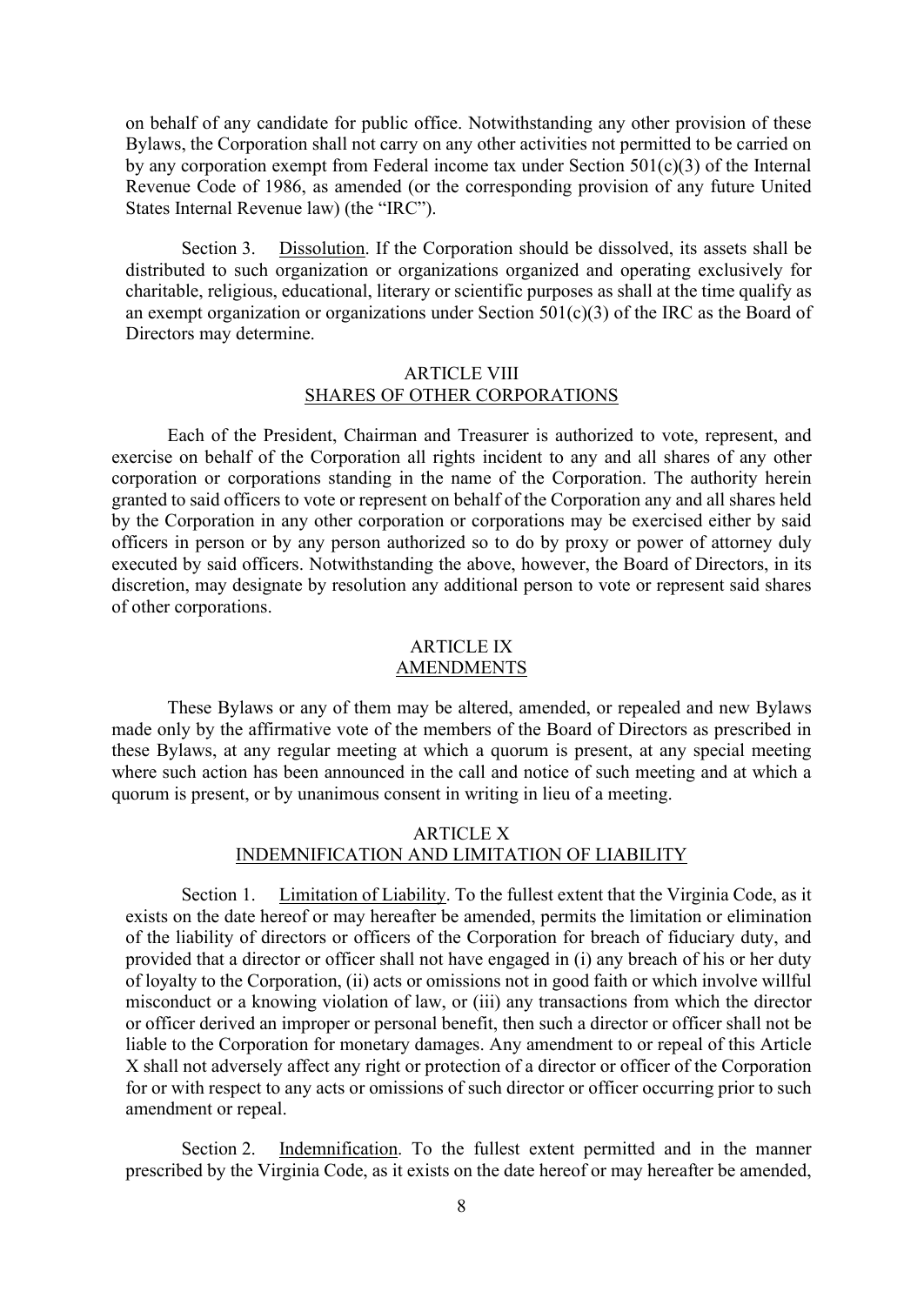on behalf of any candidate for public office. Notwithstanding any other provision of these Bylaws, the Corporation shall not carry on any other activities not permitted to be carried on by any corporation exempt from Federal income tax under Section 501(c)(3) of the Internal Revenue Code of 1986, as amended (or the corresponding provision of any future United States Internal Revenue law) (the "IRC").

Section 3. Dissolution. If the Corporation should be dissolved, its assets shall be distributed to such organization or organizations organized and operating exclusively for charitable, religious, educational, literary or scientific purposes as shall at the time qualify as an exempt organization or organizations under Section 501(c)(3) of the IRC as the Board of Directors may determine.

## ARTICLE VIII
## SHARES OF OTHER CORPORATIONS

Each of the President, Chairman and Treasurer is authorized to vote, represent, and exercise on behalf of the Corporation all rights incident to any and all shares of any other corporation or corporations standing in the name of the Corporation. The authority herein granted to said officers to vote or represent on behalf of the Corporation any and all shares held by the Corporation in any other corporation or corporations may be exercised either by said officers in person or by any person authorized so to do by proxy or power of attorney duly executed by said officers. Notwithstanding the above, however, the Board of Directors, in its discretion, may designate by resolution any additional person to vote or represent said shares of other corporations.

## ARTICLE IX
## AMENDMENTS

These Bylaws or any of them may be altered, amended, or repealed and new Bylaws made only by the affirmative vote of the members of the Board of Directors as prescribed in these Bylaws, at any regular meeting at which a quorum is present, at any special meeting where such action has been announced in the call and notice of such meeting and at which a quorum is present, or by unanimous consent in writing in lieu of a meeting.

## ARTICLE X
## INDEMNIFICATION AND LIMITATION OF LIABILITY

Section 1. Limitation of Liability. To the fullest extent that the Virginia Code, as it exists on the date hereof or may hereafter be amended, permits the limitation or elimination of the liability of directors or officers of the Corporation for breach of fiduciary duty, and provided that a director or officer shall not have engaged in (i) any breach of his or her duty of loyalty to the Corporation, (ii) acts or omissions not in good faith or which involve willful misconduct or a knowing violation of law, or (iii) any transactions from which the director or officer derived an improper or personal benefit, then such a director or officer shall not be liable to the Corporation for monetary damages. Any amendment to or repeal of this Article X shall not adversely affect any right or protection of a director or officer of the Corporation for or with respect to any acts or omissions of such director or officer occurring prior to such amendment or repeal.

Section 2. Indemnification. To the fullest extent permitted and in the manner prescribed by the Virginia Code, as it exists on the date hereof or may hereafter be amended,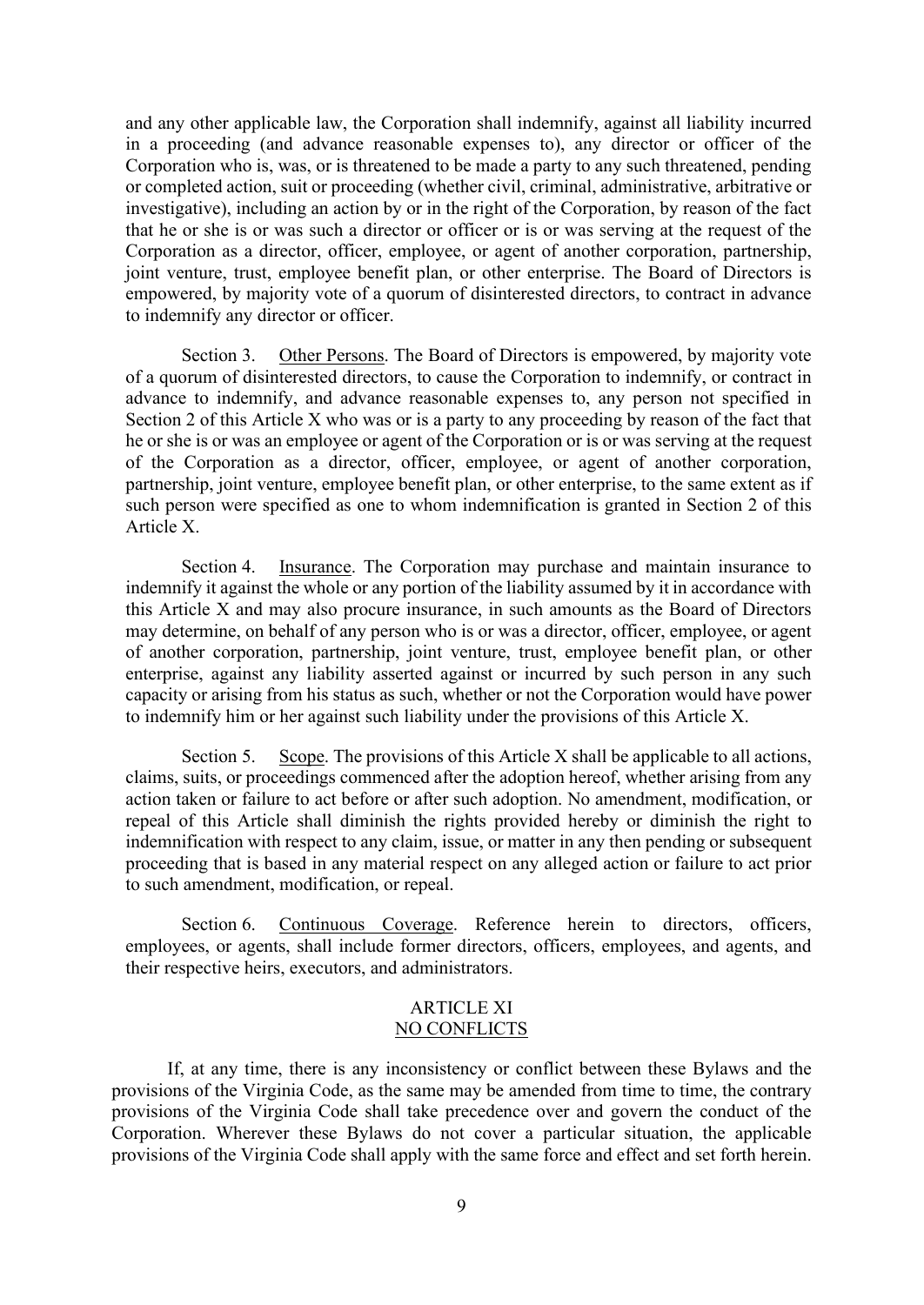and any other applicable law, the Corporation shall indemnify, against all liability incurred in a proceeding (and advance reasonable expenses to), any director or officer of the Corporation who is, was, or is threatened to be made a party to any such threatened, pending or completed action, suit or proceeding (whether civil, criminal, administrative, arbitrative or investigative), including an action by or in the right of the Corporation, by reason of the fact that he or she is or was such a director or officer or is or was serving at the request of the Corporation as a director, officer, employee, or agent of another corporation, partnership, joint venture, trust, employee benefit plan, or other enterprise. The Board of Directors is empowered, by majority vote of a quorum of disinterested directors, to contract in advance to indemnify any director or officer.

Section 3. Other Persons. The Board of Directors is empowered, by majority vote of a quorum of disinterested directors, to cause the Corporation to indemnify, or contract in advance to indemnify, and advance reasonable expenses to, any person not specified in Section 2 of this Article X who was or is a party to any proceeding by reason of the fact that he or she is or was an employee or agent of the Corporation or is or was serving at the request of the Corporation as a director, officer, employee, or agent of another corporation, partnership, joint venture, employee benefit plan, or other enterprise, to the same extent as if such person were specified as one to whom indemnification is granted in Section 2 of this Article X.

Section 4. Insurance. The Corporation may purchase and maintain insurance to indemnify it against the whole or any portion of the liability assumed by it in accordance with this Article X and may also procure insurance, in such amounts as the Board of Directors may determine, on behalf of any person who is or was a director, officer, employee, or agent of another corporation, partnership, joint venture, trust, employee benefit plan, or other enterprise, against any liability asserted against or incurred by such person in any such capacity or arising from his status as such, whether or not the Corporation would have power to indemnify him or her against such liability under the provisions of this Article X.

Section 5. Scope. The provisions of this Article X shall be applicable to all actions, claims, suits, or proceedings commenced after the adoption hereof, whether arising from any action taken or failure to act before or after such adoption. No amendment, modification, or repeal of this Article shall diminish the rights provided hereby or diminish the right to indemnification with respect to any claim, issue, or matter in any then pending or subsequent proceeding that is based in any material respect on any alleged action or failure to act prior to such amendment, modification, or repeal.

Section 6. Continuous Coverage. Reference herein to directors, officers, employees, or agents, shall include former directors, officers, employees, and agents, and their respective heirs, executors, and administrators.

## ARTICLE XI
## NO CONFLICTS

If, at any time, there is any inconsistency or conflict between these Bylaws and the provisions of the Virginia Code, as the same may be amended from time to time, the contrary provisions of the Virginia Code shall take precedence over and govern the conduct of the Corporation. Wherever these Bylaws do not cover a particular situation, the applicable provisions of the Virginia Code shall apply with the same force and effect and set forth herein.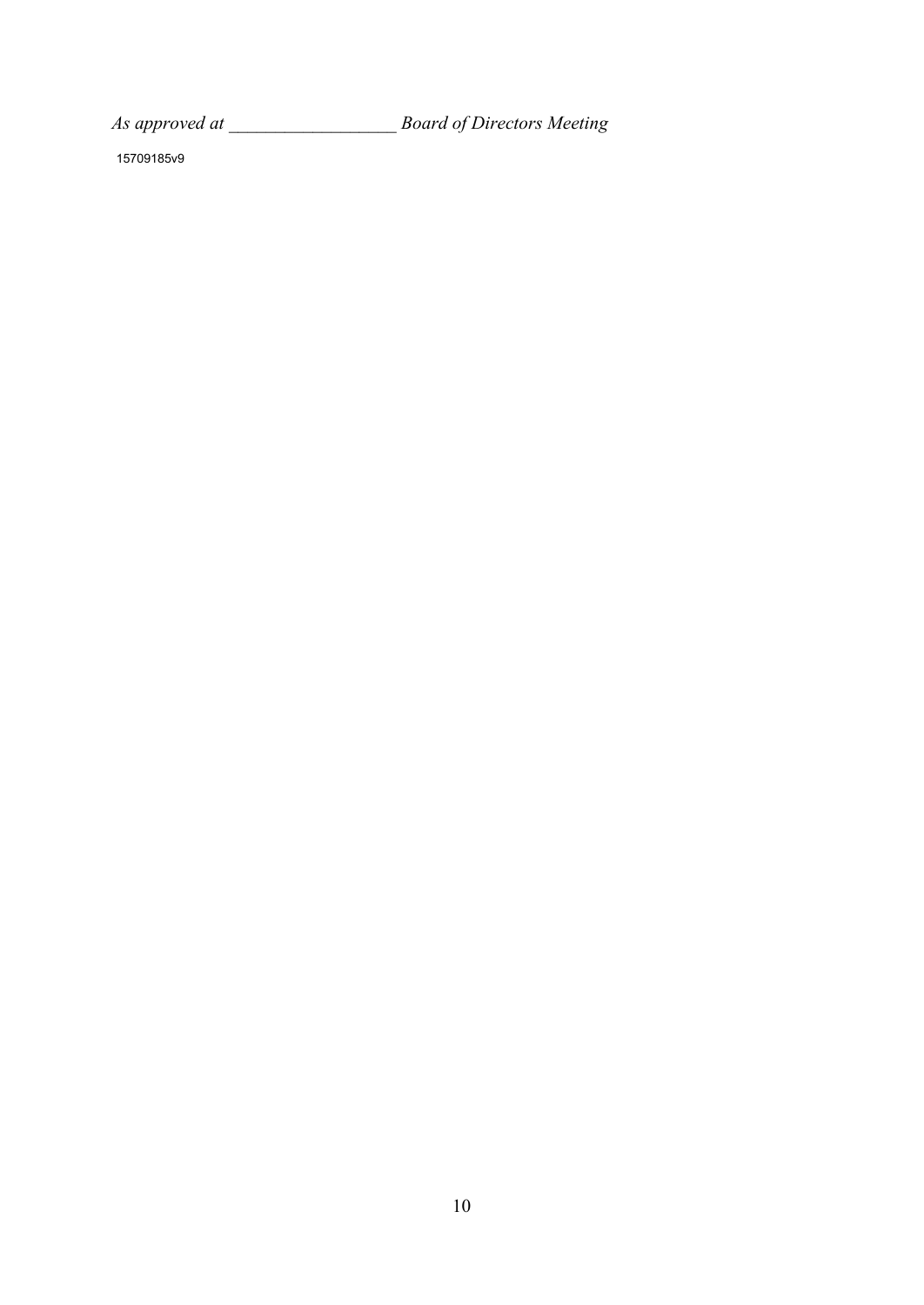*As approved at __________________ Board of Directors Meeting*

15709185v9